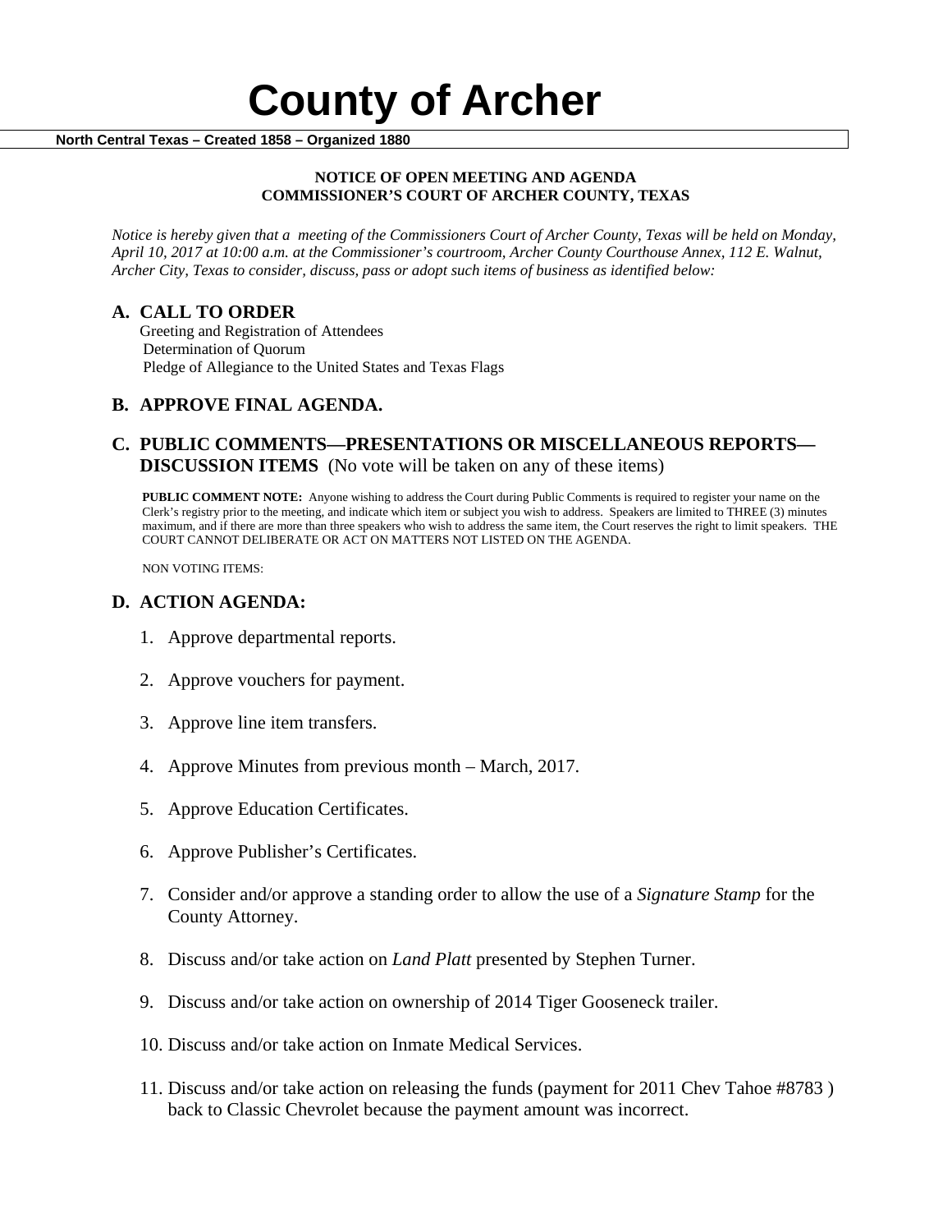# County of Archer

**North Central Texas – Created 1858 – Organized 1880**

**NOTICE OF OPEN MEETING AND AGENDA**
**COMMISSIONER'S COURT OF ARCHER COUNTY, TEXAS**

*Notice is hereby given that a meeting of the Commissioners Court of Archer County, Texas will be held on Monday, April 10, 2017 at 10:00 a.m. at the Commissioner's courtroom, Archer County Courthouse Annex, 112 E. Walnut, Archer City, Texas to consider, discuss, pass or adopt such items of business as identified below:*

## A. CALL TO ORDER

Greeting and Registration of Attendees
Determination of Quorum
Pledge of Allegiance to the United States and Texas Flags

## B. APPROVE FINAL AGENDA.

## C. PUBLIC COMMENTS—PRESENTATIONS OR MISCELLANEOUS REPORTS—DISCUSSION ITEMS (No vote will be taken on any of these items)

**PUBLIC COMMENT NOTE:** Anyone wishing to address the Court during Public Comments is required to register your name on the Clerk's registry prior to the meeting, and indicate which item or subject you wish to address. Speakers are limited to THREE (3) minutes maximum, and if there are more than three speakers who wish to address the same item, the Court reserves the right to limit speakers. THE COURT CANNOT DELIBERATE OR ACT ON MATTERS NOT LISTED ON THE AGENDA.

NON VOTING ITEMS:

## D. ACTION AGENDA:

1. Approve departmental reports.
2. Approve vouchers for payment.
3. Approve line item transfers.
4. Approve Minutes from previous month – March, 2017.
5. Approve Education Certificates.
6. Approve Publisher's Certificates.
7. Consider and/or approve a standing order to allow the use of a *Signature Stamp* for the County Attorney.
8. Discuss and/or take action on *Land Platt* presented by Stephen Turner.
9. Discuss and/or take action on ownership of 2014 Tiger Gooseneck trailer.
10. Discuss and/or take action on Inmate Medical Services.
11. Discuss and/or take action on releasing the funds (payment for 2011 Chev Tahoe #8783 ) back to Classic Chevrolet because the payment amount was incorrect.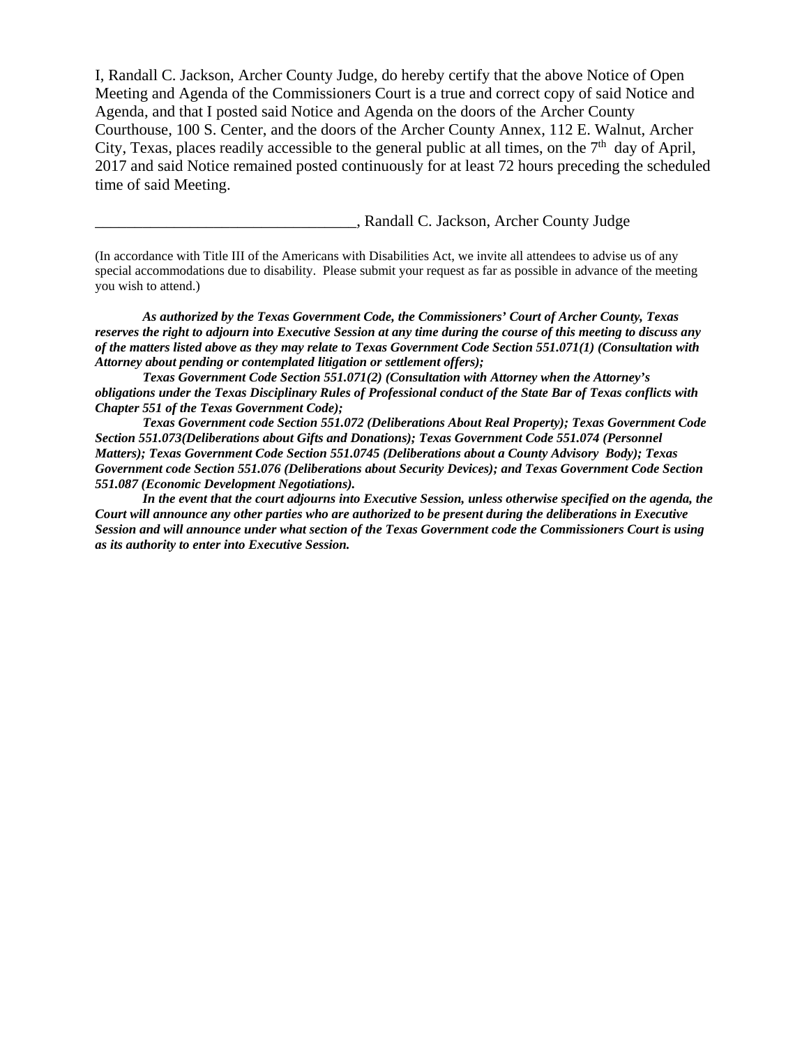I, Randall C. Jackson, Archer County Judge, do hereby certify that the above Notice of Open Meeting and Agenda of the Commissioners Court is a true and correct copy of said Notice and Agenda, and that I posted said Notice and Agenda on the doors of the Archer County Courthouse, 100 S. Center, and the doors of the Archer County Annex, 112 E. Walnut, Archer City, Texas, places readily accessible to the general public at all times, on the 7th day of April, 2017 and said Notice remained posted continuously for at least 72 hours preceding the scheduled time of said Meeting.

__________________________________, Randall C. Jackson, Archer County Judge

(In accordance with Title III of the Americans with Disabilities Act, we invite all attendees to advise us of any special accommodations due to disability. Please submit your request as far as possible in advance of the meeting you wish to attend.)

***As authorized by the Texas Government Code, the Commissioners' Court of Archer County, Texas reserves the right to adjourn into Executive Session at any time during the course of this meeting to discuss any of the matters listed above as they may relate to Texas Government Code Section 551.071(1) (Consultation with Attorney about pending or contemplated litigation or settlement offers);***

***Texas Government Code Section 551.071(2) (Consultation with Attorney when the Attorney's obligations under the Texas Disciplinary Rules of Professional conduct of the State Bar of Texas conflicts with Chapter 551 of the Texas Government Code);***

***Texas Government code Section 551.072 (Deliberations About Real Property); Texas Government Code Section 551.073(Deliberations about Gifts and Donations); Texas Government Code 551.074 (Personnel Matters); Texas Government Code Section 551.0745 (Deliberations about a County Advisory Body); Texas Government code Section 551.076 (Deliberations about Security Devices); and Texas Government Code Section 551.087 (Economic Development Negotiations).***

***In the event that the court adjourns into Executive Session, unless otherwise specified on the agenda, the Court will announce any other parties who are authorized to be present during the deliberations in Executive Session and will announce under what section of the Texas Government code the Commissioners Court is using as its authority to enter into Executive Session.***